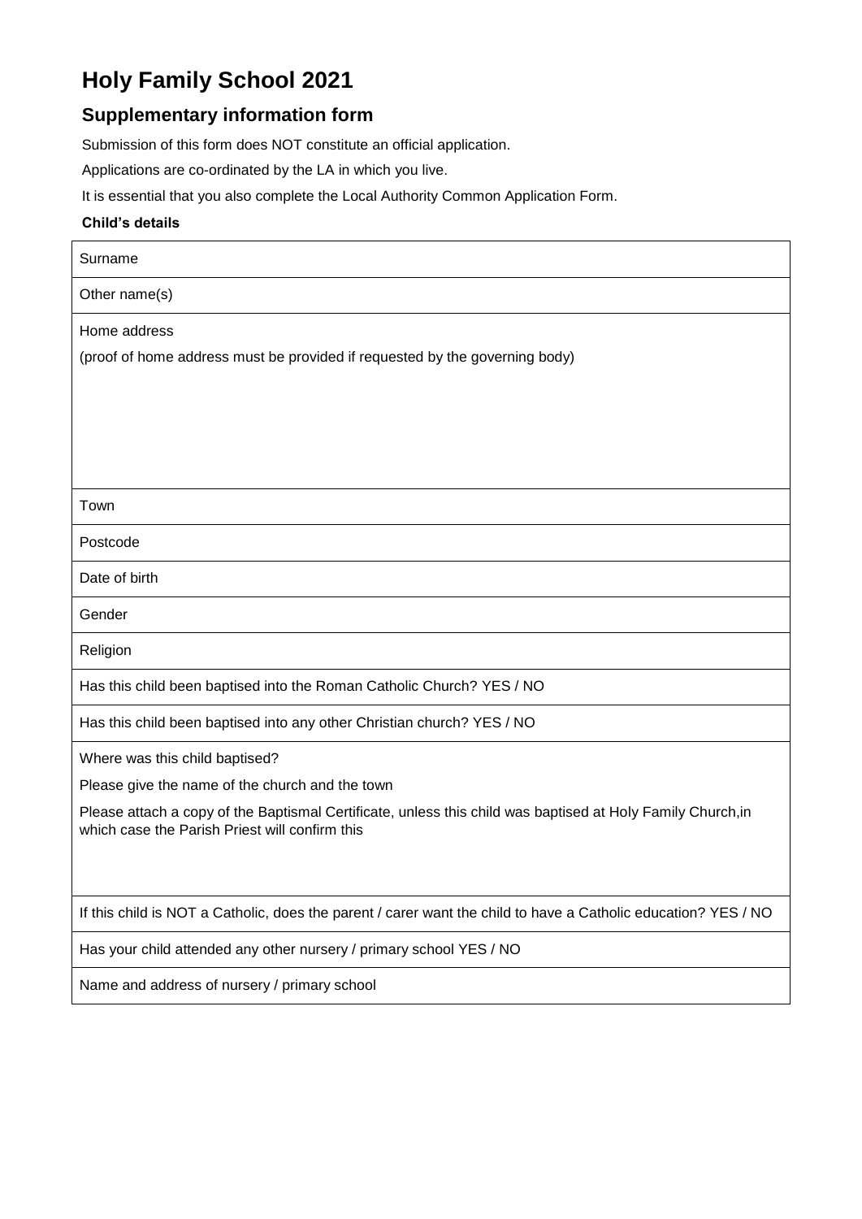# Holy Family School 2021

## Supplementary information form

Submission of this form does NOT constitute an official application.

Applications are co-ordinated by the LA in which you live.

It is essential that you also complete the Local Authority Common Application Form.

**Child's details**

| |
|---|
| Surname |
| Other name(s) |
| Home address<br>(proof of home address must be provided if requested by the governing body) |
| Town |
| Postcode |
| Date of birth |
| Gender |
| Religion |
| Has this child been baptised into the Roman Catholic Church? YES / NO |
| Has this child been baptised into any other Christian church? YES / NO |
| Where was this child baptised?<br>Please give the name of the church and the town<br>Please attach a copy of the Baptismal Certificate, unless this child was baptised at Holy Family Church,in which case the Parish Priest will confirm this |
| If this child is NOT a Catholic, does the parent / carer want the child to have a Catholic education? YES / NO |
| Has your child attended any other nursery / primary school YES / NO |
| Name and address of nursery / primary school |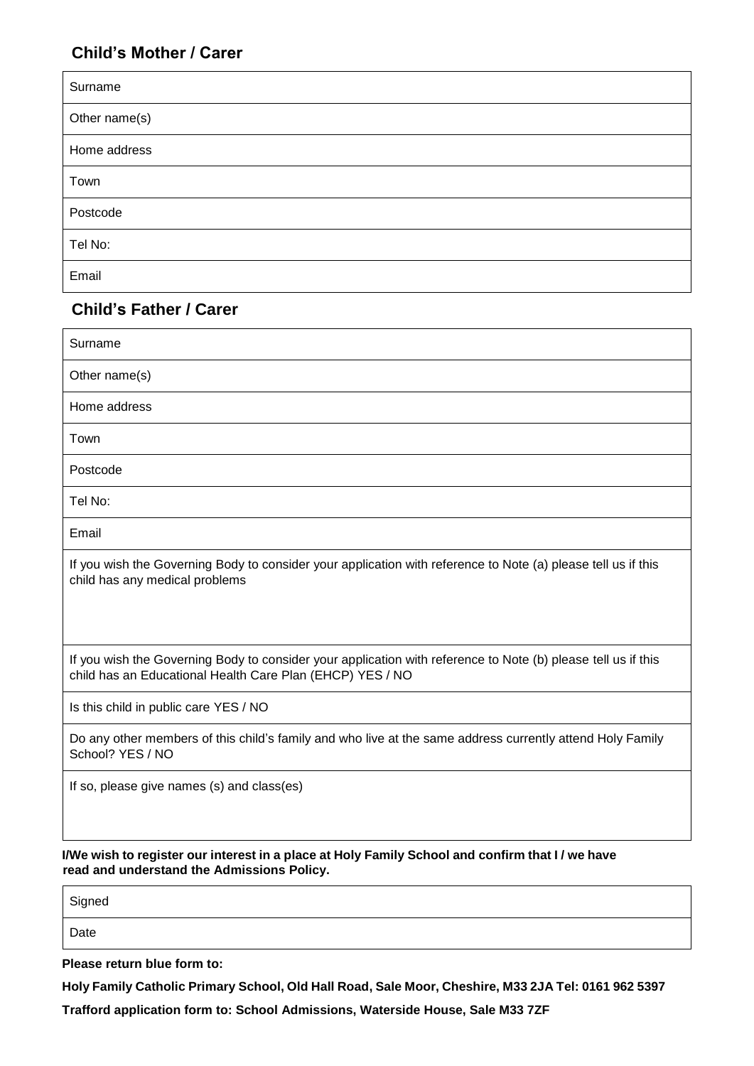## Child's Mother / Carer

| |
|---|
| Surname |
| Other name(s) |
| Home address |
| Town |
| Postcode |
| Tel No: |
| Email |

## Child's Father / Carer

| |
|---|
| Surname |
| Other name(s) |
| Home address |
| Town |
| Postcode |
| Tel No: |
| Email |
| If you wish the Governing Body to consider your application with reference to Note (a) please tell us if this child has any medical problems |
| If you wish the Governing Body to consider your application with reference to Note (b) please tell us if this child has an Educational Health Care Plan (EHCP) YES / NO |
| Is this child in public care YES / NO |
| Do any other members of this child's family and who live at the same address currently attend Holy Family School? YES / NO |
| If so, please give names (s) and class(es) |

**I/We wish to register our interest in a place at Holy Family School and confirm that I / we have read and understand the Admissions Policy.**

| |
|---|
| Signed |
| Date |

**Please return blue form to:**

**Holy Family Catholic Primary School, Old Hall Road, Sale Moor, Cheshire, M33 2JA Tel: 0161 962 5397**

**Trafford application form to: School Admissions, Waterside House, Sale M33 7ZF**